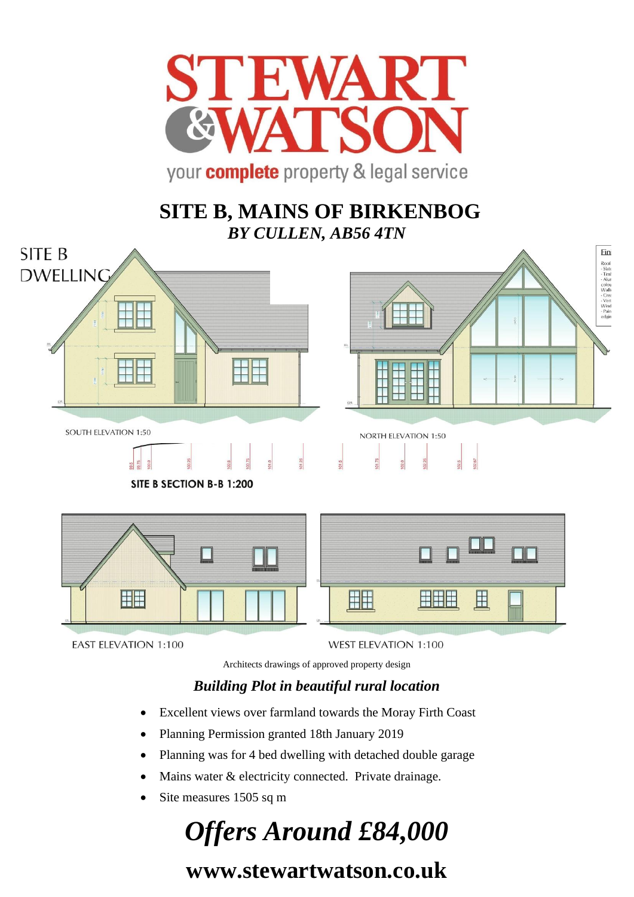# SITE B, MAINS OF BIRKENBOG

## *BY CULLEN, AB56 4TN*

SITE B DWELLING

SOUTH ELEVATION 1:50

NORTH ELEVATION 1:50

SITE B SECTION B-B 1:200

EAST ELEVATION 1:100

WEST ELEVATION 1:100

Architects drawings of approved property design

## *Building Plot in beautiful rural location*

- Excellent views over farmland towards the Moray Firth Coast
- Planning Permission granted 18th January 2019
- Planning was for 4 bed dwelling with detached double garage
- Mains water & electricity connected. Private drainage.
- Site measures 1505 sq m

# *Offers Around £84,000*

## www.stewartwatson.co.uk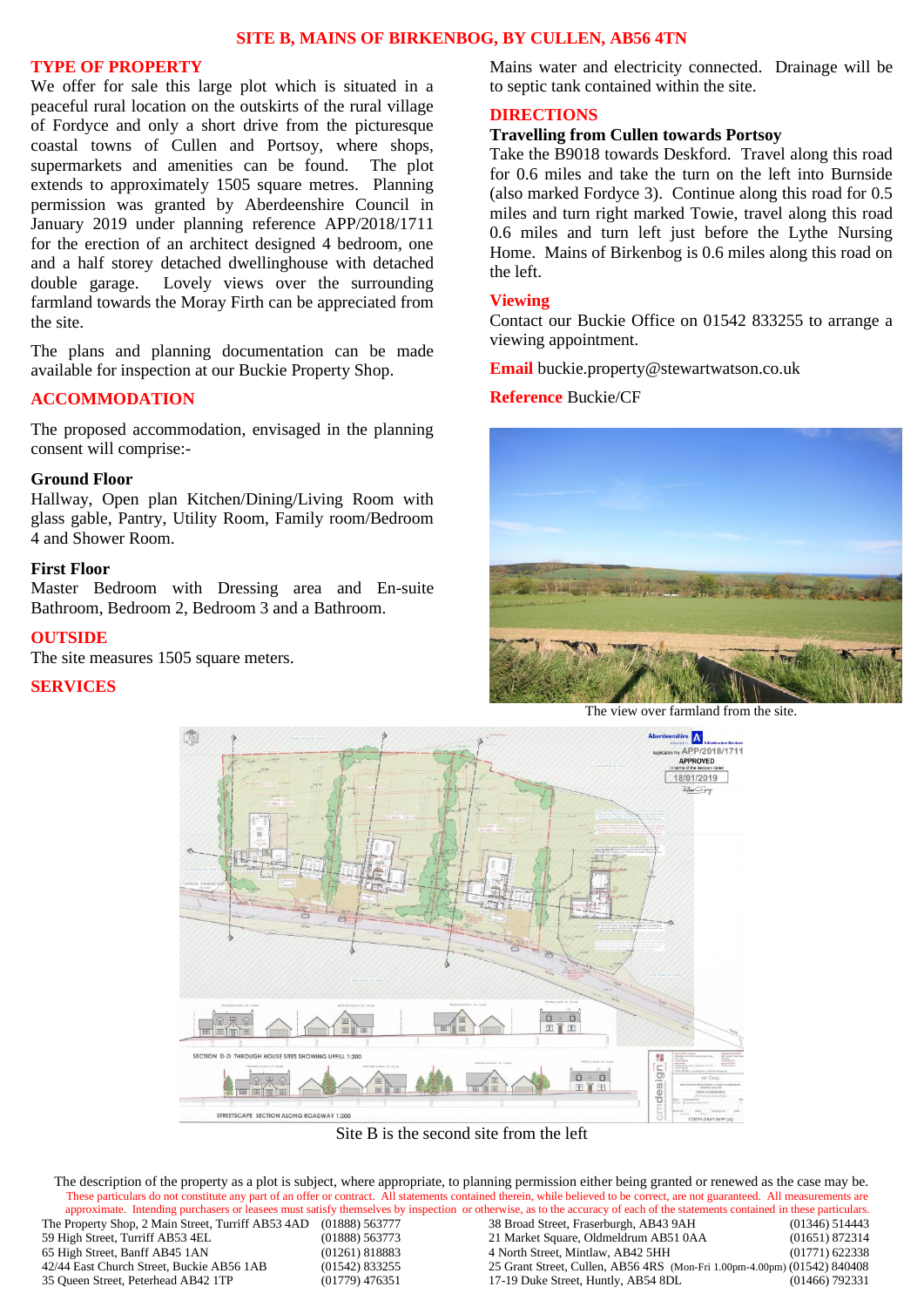# SITE B, MAINS OF BIRKENBOG, BY CULLEN, AB56 4TN

## TYPE OF PROPERTY

We offer for sale this large plot which is situated in a peaceful rural location on the outskirts of the rural village of Fordyce and only a short drive from the picturesque coastal towns of Cullen and Portsoy, where shops, supermarkets and amenities can be found. The plot extends to approximately 1505 square metres. Planning permission was granted by Aberdeenshire Council in January 2019 under planning reference APP/2018/1711 for the erection of an architect designed 4 bedroom, one and a half storey detached dwellinghouse with detached double garage. Lovely views over the surrounding farmland towards the Moray Firth can be appreciated from the site.

The plans and planning documentation can be made available for inspection at our Buckie Property Shop.

## ACCOMMODATION

The proposed accommodation, envisaged in the planning consent will comprise:-

**Ground Floor**
Hallway, Open plan Kitchen/Dining/Living Room with glass gable, Pantry, Utility Room, Family room/Bedroom 4 and Shower Room.

**First Floor**
Master Bedroom with Dressing area and En-suite Bathroom, Bedroom 2, Bedroom 3 and a Bathroom.

## OUTSIDE

The site measures 1505 square meters.

## SERVICES

Mains water and electricity connected. Drainage will be to septic tank contained within the site.

## DIRECTIONS

**Travelling from Cullen towards Portsoy**
Take the B9018 towards Deskford. Travel along this road for 0.6 miles and take the turn on the left into Burnside (also marked Fordyce 3). Continue along this road for 0.5 miles and turn right marked Towie, travel along this road 0.6 miles and turn left just before the Lythe Nursing Home. Mains of Birkenbog is 0.6 miles along this road on the left.

## Viewing

Contact our Buckie Office on 01542 833255 to arrange a viewing appointment.

**Email** buckie.property@stewartwatson.co.uk

**Reference** Buckie/CF

The view over farmland from the site.

Site B is the second site from the left

The description of the property as a plot is subject, where appropriate, to planning permission either being granted or renewed as the case may be.

These particulars do not constitute any part of an offer or contract. All statements contained therein, while believed to be correct, are not guaranteed. All measurements are approximate. Intending purchasers or leasees must satisfy themselves by inspection or otherwise, as to the accuracy of each of the statements contained in these particulars.

| | | | |
|---|---|---|---|
| The Property Shop, 2 Main Street, Turriff AB53 4AD | (01888) 563777 | 38 Broad Street, Fraserburgh, AB43 9AH | (01346) 514443 |
| 59 High Street, Turriff AB53 4EL | (01888) 563773 | 21 Market Square, Oldmeldrum AB51 0AA | (01651) 872314 |
| 65 High Street, Banff AB45 1AN | (01261) 818883 | 4 North Street, Mintlaw, AB42 5HH | (01771) 622338 |
| 42/44 East Church Street, Buckie AB56 1AB | (01542) 833255 | 25 Grant Street, Cullen, AB56 4RS (Mon-Fri 1.00pm-4.00pm) | (01542) 840408 |
| 35 Queen Street, Peterhead AB42 1TP | (01779) 476351 | 17-19 Duke Street, Huntly, AB54 8DL | (01466) 792331 |